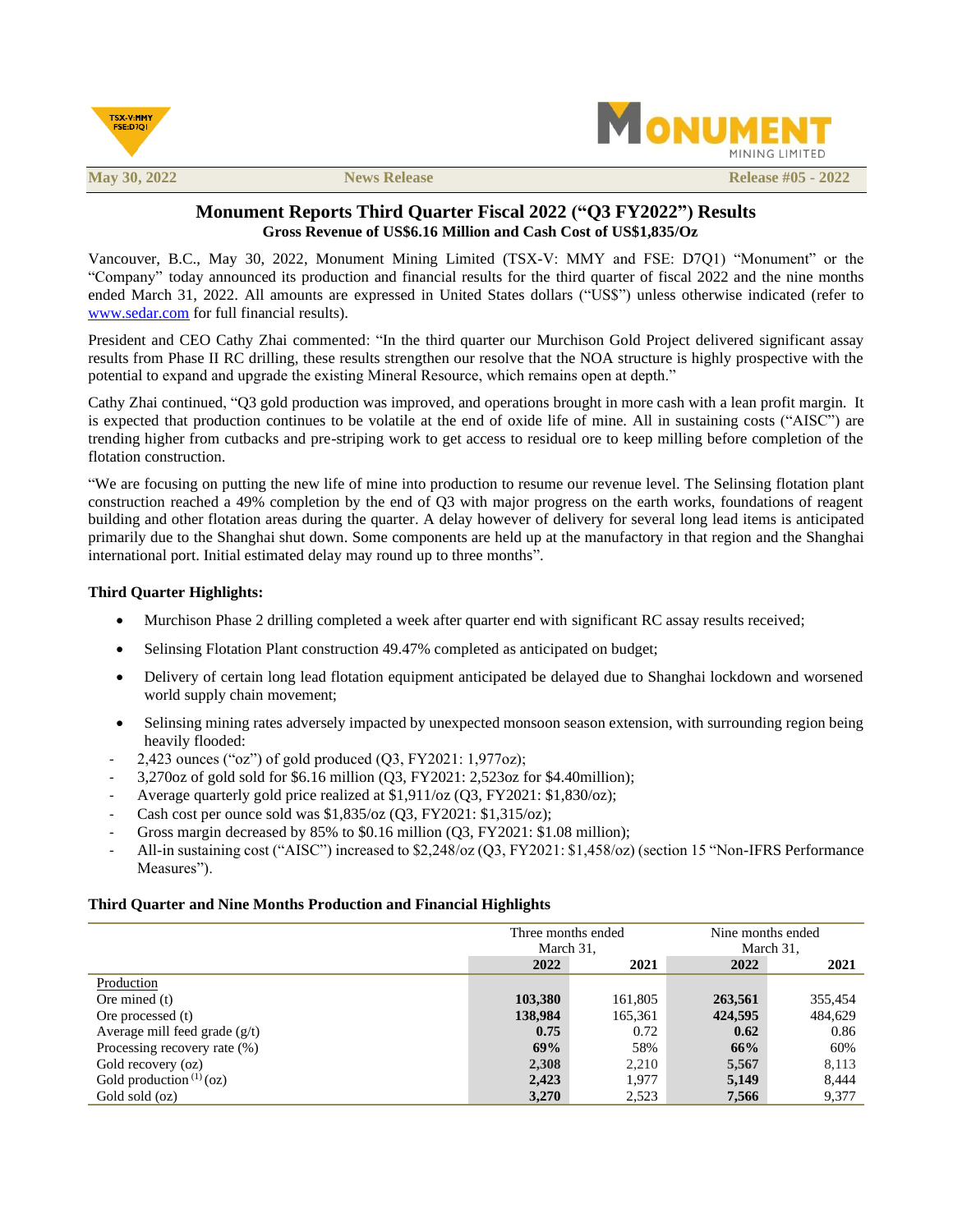TSX-V:MMY FSE:D7Q1

MONUMENT MINING LIMITED

May 30, 2022 | News Release | Release #05 - 2022

## Monument Reports Third Quarter Fiscal 2022 ("Q3 FY2022") Results

**Gross Revenue of US$6.16 Million and Cash Cost of US$1,835/Oz**

Vancouver, B.C., May 30, 2022, Monument Mining Limited (TSX-V: MMY and FSE: D7Q1) "Monument" or the "Company" today announced its production and financial results for the third quarter of fiscal 2022 and the nine months ended March 31, 2022. All amounts are expressed in United States dollars ("US$") unless otherwise indicated (refer to www.sedar.com for full financial results).

President and CEO Cathy Zhai commented: "In the third quarter our Murchison Gold Project delivered significant assay results from Phase II RC drilling, these results strengthen our resolve that the NOA structure is highly prospective with the potential to expand and upgrade the existing Mineral Resource, which remains open at depth."

Cathy Zhai continued, "Q3 gold production was improved, and operations brought in more cash with a lean profit margin. It is expected that production continues to be volatile at the end of oxide life of mine. All in sustaining costs ("AISC") are trending higher from cutbacks and pre-striping work to get access to residual ore to keep milling before completion of the flotation construction.

"We are focusing on putting the new life of mine into production to resume our revenue level. The Selinsing flotation plant construction reached a 49% completion by the end of Q3 with major progress on the earth works, foundations of reagent building and other flotation areas during the quarter. A delay however of delivery for several long lead items is anticipated primarily due to the Shanghai shut down. Some components are held up at the manufactory in that region and the Shanghai international port. Initial estimated delay may round up to three months".

**Third Quarter Highlights:**

- Murchison Phase 2 drilling completed a week after quarter end with significant RC assay results received;
- Selinsing Flotation Plant construction 49.47% completed as anticipated on budget;
- Delivery of certain long lead flotation equipment anticipated be delayed due to Shanghai lockdown and worsened world supply chain movement;
- Selinsing mining rates adversely impacted by unexpected monsoon season extension, with surrounding region being heavily flooded:

- 2,423 ounces ("oz") of gold produced (Q3, FY2021: 1,977oz);
- 3,270oz of gold sold for $6.16 million (Q3, FY2021: 2,523oz for $4.40million);
- Average quarterly gold price realized at $1,911/oz (Q3, FY2021: $1,830/oz);
- Cash cost per ounce sold was $1,835/oz (Q3, FY2021: $1,315/oz);
- Gross margin decreased by 85% to $0.16 million (Q3, FY2021: $1.08 million);
- All-in sustaining cost ("AISC") increased to $2,248/oz (Q3, FY2021: $1,458/oz) (section 15 "Non-IFRS Performance Measures").

**Third Quarter and Nine Months Production and Financial Highlights**

| | Three months ended March 31, | | Nine months ended March 31, | |
|---|---|---|---|---|
| | **2022** | **2021** | **2022** | **2021** |
| Production | | | | |
| Ore mined (t) | **103,380** | 161,805 | **263,561** | 355,454 |
| Ore processed (t) | **138,984** | 165,361 | **424,595** | 484,629 |
| Average mill feed grade (g/t) | **0.75** | 0.72 | **0.62** | 0.86 |
| Processing recovery rate (%) | **69%** | 58% | **66%** | 60% |
| Gold recovery (oz) | **2,308** | 2,210 | **5,567** | 8,113 |
| Gold production [(1)] (oz) | **2,423** | 1,977 | **5,149** | 8,444 |
| Gold sold (oz) | **3,270** | 2,523 | **7,566** | 9,377 |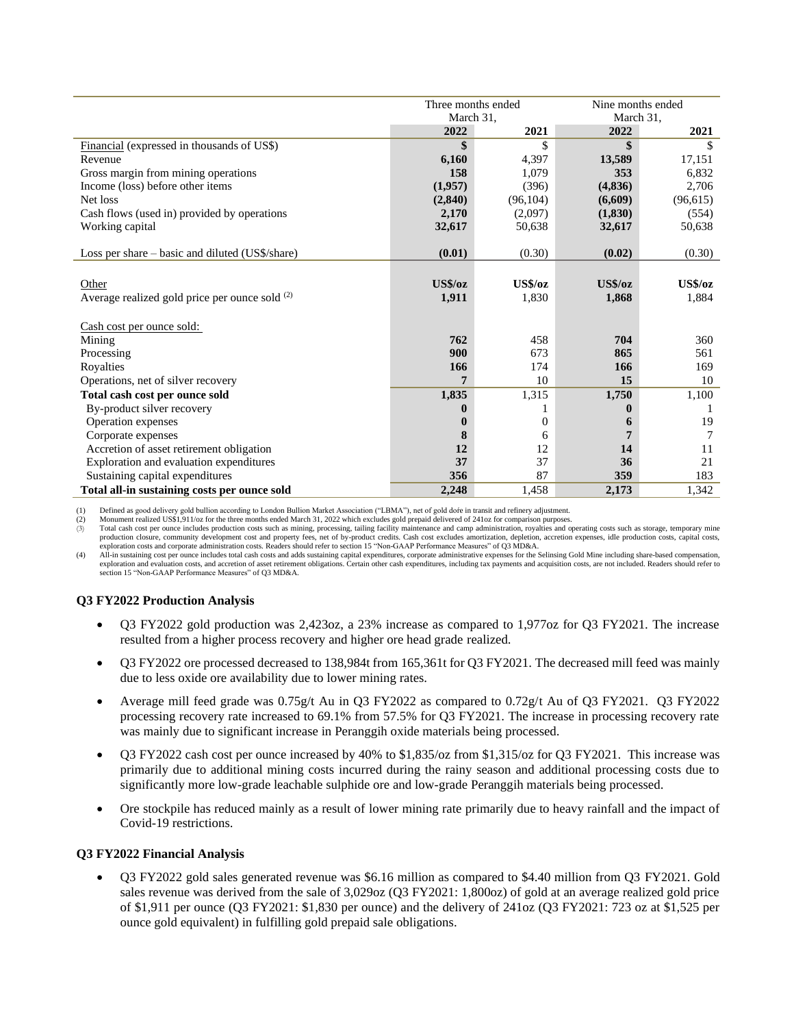| | Three months ended March 31, | | Nine months ended March 31, | |
|---|---|---|---|---|
| | **2022** | 2021 | **2022** | 2021 |
| Financial (expressed in thousands of US$) | **$** | $ | **$** | $ |
| Revenue | **6,160** | 4,397 | **13,589** | 17,151 |
| Gross margin from mining operations | **158** | 1,079 | **353** | 6,832 |
| Income (loss) before other items | **(1,957)** | (396) | **(4,836)** | 2,706 |
| Net loss | **(2,840)** | (96,104) | **(6,609)** | (96,615) |
| Cash flows (used in) provided by operations | **2,170** | (2,097) | **(1,830)** | (554) |
| Working capital | **32,617** | 50,638 | **32,617** | 50,638 |
| Loss per share – basic and diluted (US$/share) | **(0.01)** | (0.30) | **(0.02)** | (0.30) |
| Other | **US$/oz** | **US$/oz** | **US$/oz** | **US$/oz** |
| Average realized gold price per ounce sold [(2)] | **1,911** | 1,830 | **1,868** | 1,884 |
| Cash cost per ounce sold: | | | | |
| Mining | **762** | 458 | **704** | 360 |
| Processing | **900** | 673 | **865** | 561 |
| Royalties | **166** | 174 | **166** | 169 |
| Operations, net of silver recovery | **7** | 10 | **15** | 10 |
| **Total cash cost per ounce sold** | **1,835** | 1,315 | **1,750** | 1,100 |
| By-product silver recovery | **0** | 1 | **0** | 1 |
| Operation expenses | **0** | 0 | **6** | 19 |
| Corporate expenses | **8** | 6 | **7** | 7 |
| Accretion of asset retirement obligation | **12** | 12 | **14** | 11 |
| Exploration and evaluation expenditures | **37** | 37 | **36** | 21 |
| Sustaining capital expenditures | **356** | 87 | **359** | 183 |
| **Total all-in sustaining costs per ounce sold** | **2,248** | 1,458 | **2,173** | 1,342 |

(1) Defined as good delivery gold bullion according to London Bullion Market Association ("LBMA"), net of gold doře in transit and refinery adjustment.
(2) Monument realized US$1,911/oz for the three months ended March 31, 2022 which excludes gold prepaid delivered of 241oz for comparison purposes.
(3) Total cash cost per ounce includes production costs such as mining, processing, tailing facility maintenance and camp administration, royalties and operating costs such as storage, temporary mine production closure, community development cost and property fees, net of by-product credits. Cash cost excludes amortization, depletion, accretion expenses, idle production costs, capital costs, exploration costs and corporate administration costs. Readers should refer to section 15 "Non-GAAP Performance Measures" of Q3 MD&A.
(4) All-in sustaining cost per ounce includes total cash costs and adds sustaining capital expenditures, corporate administrative expenses for the Selinsing Gold Mine including share-based compensation, exploration and evaluation costs, and accretion of asset retirement obligations. Certain other cash expenditures, including tax payments and acquisition costs, are not included. Readers should refer to section 15 "Non-GAAP Performance Measures" of Q3 MD&A.

### Q3 FY2022 Production Analysis

- Q3 FY2022 gold production was 2,423oz, a 23% increase as compared to 1,977oz for Q3 FY2021. The increase resulted from a higher process recovery and higher ore head grade realized.
- Q3 FY2022 ore processed decreased to 138,984t from 165,361t for Q3 FY2021. The decreased mill feed was mainly due to less oxide ore availability due to lower mining rates.
- Average mill feed grade was 0.75g/t Au in Q3 FY2022 as compared to 0.72g/t Au of Q3 FY2021. Q3 FY2022 processing recovery rate increased to 69.1% from 57.5% for Q3 FY2021. The increase in processing recovery rate was mainly due to significant increase in Peranggih oxide materials being processed.
- Q3 FY2022 cash cost per ounce increased by 40% to $1,835/oz from $1,315/oz for Q3 FY2021. This increase was primarily due to additional mining costs incurred during the rainy season and additional processing costs due to significantly more low-grade leachable sulphide ore and low-grade Peranggih materials being processed.
- Ore stockpile has reduced mainly as a result of lower mining rate primarily due to heavy rainfall and the impact of Covid-19 restrictions.

### Q3 FY2022 Financial Analysis

- Q3 FY2022 gold sales generated revenue was $6.16 million as compared to $4.40 million from Q3 FY2021. Gold sales revenue was derived from the sale of 3,029oz (Q3 FY2021: 1,800oz) of gold at an average realized gold price of $1,911 per ounce (Q3 FY2021: $1,830 per ounce) and the delivery of 241oz (Q3 FY2021: 723 oz at $1,525 per ounce gold equivalent) in fulfilling gold prepaid sale obligations.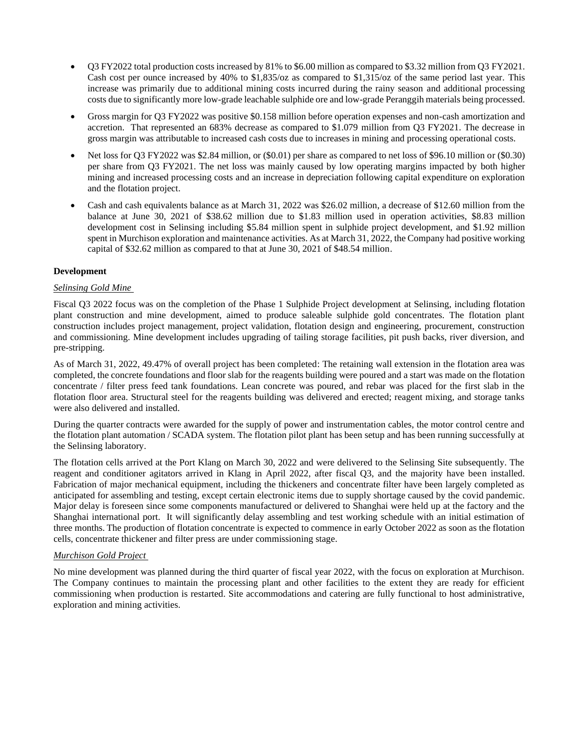- Q3 FY2022 total production costs increased by 81% to \$6.00 million as compared to \$3.32 million from Q3 FY2021. Cash cost per ounce increased by 40% to \$1,835/oz as compared to \$1,315/oz of the same period last year. This increase was primarily due to additional mining costs incurred during the rainy season and additional processing costs due to significantly more low-grade leachable sulphide ore and low-grade Peranggih materials being processed.
- Gross margin for Q3 FY2022 was positive \$0.158 million before operation expenses and non-cash amortization and accretion. That represented an 683% decrease as compared to \$1.079 million from Q3 FY2021. The decrease in gross margin was attributable to increased cash costs due to increases in mining and processing operational costs.
- Net loss for Q3 FY2022 was \$2.84 million, or (\$0.01) per share as compared to net loss of \$96.10 million or (\$0.30) per share from Q3 FY2021. The net loss was mainly caused by low operating margins impacted by both higher mining and increased processing costs and an increase in depreciation following capital expenditure on exploration and the flotation project.
- Cash and cash equivalents balance as at March 31, 2022 was \$26.02 million, a decrease of \$12.60 million from the balance at June 30, 2021 of \$38.62 million due to \$1.83 million used in operation activities, \$8.83 million development cost in Selinsing including \$5.84 million spent in sulphide project development, and \$1.92 million spent in Murchison exploration and maintenance activities. As at March 31, 2022, the Company had positive working capital of \$32.62 million as compared to that at June 30, 2021 of \$48.54 million.

**Development**

*Selinsing Gold Mine*

Fiscal Q3 2022 focus was on the completion of the Phase 1 Sulphide Project development at Selinsing, including flotation plant construction and mine development, aimed to produce saleable sulphide gold concentrates. The flotation plant construction includes project management, project validation, flotation design and engineering, procurement, construction and commissioning. Mine development includes upgrading of tailing storage facilities, pit push backs, river diversion, and pre-stripping.

As of March 31, 2022, 49.47% of overall project has been completed: The retaining wall extension in the flotation area was completed, the concrete foundations and floor slab for the reagents building were poured and a start was made on the flotation concentrate / filter press feed tank foundations. Lean concrete was poured, and rebar was placed for the first slab in the flotation floor area. Structural steel for the reagents building was delivered and erected; reagent mixing, and storage tanks were also delivered and installed.

During the quarter contracts were awarded for the supply of power and instrumentation cables, the motor control centre and the flotation plant automation / SCADA system. The flotation pilot plant has been setup and has been running successfully at the Selinsing laboratory.

The flotation cells arrived at the Port Klang on March 30, 2022 and were delivered to the Selinsing Site subsequently. The reagent and conditioner agitators arrived in Klang in April 2022, after fiscal Q3, and the majority have been installed. Fabrication of major mechanical equipment, including the thickeners and concentrate filter have been largely completed as anticipated for assembling and testing, except certain electronic items due to supply shortage caused by the covid pandemic. Major delay is foreseen since some components manufactured or delivered to Shanghai were held up at the factory and the Shanghai international port. It will significantly delay assembling and test working schedule with an initial estimation of three months. The production of flotation concentrate is expected to commence in early October 2022 as soon as the flotation cells, concentrate thickener and filter press are under commissioning stage.

*Murchison Gold Project*

No mine development was planned during the third quarter of fiscal year 2022, with the focus on exploration at Murchison. The Company continues to maintain the processing plant and other facilities to the extent they are ready for efficient commissioning when production is restarted. Site accommodations and catering are fully functional to host administrative, exploration and mining activities.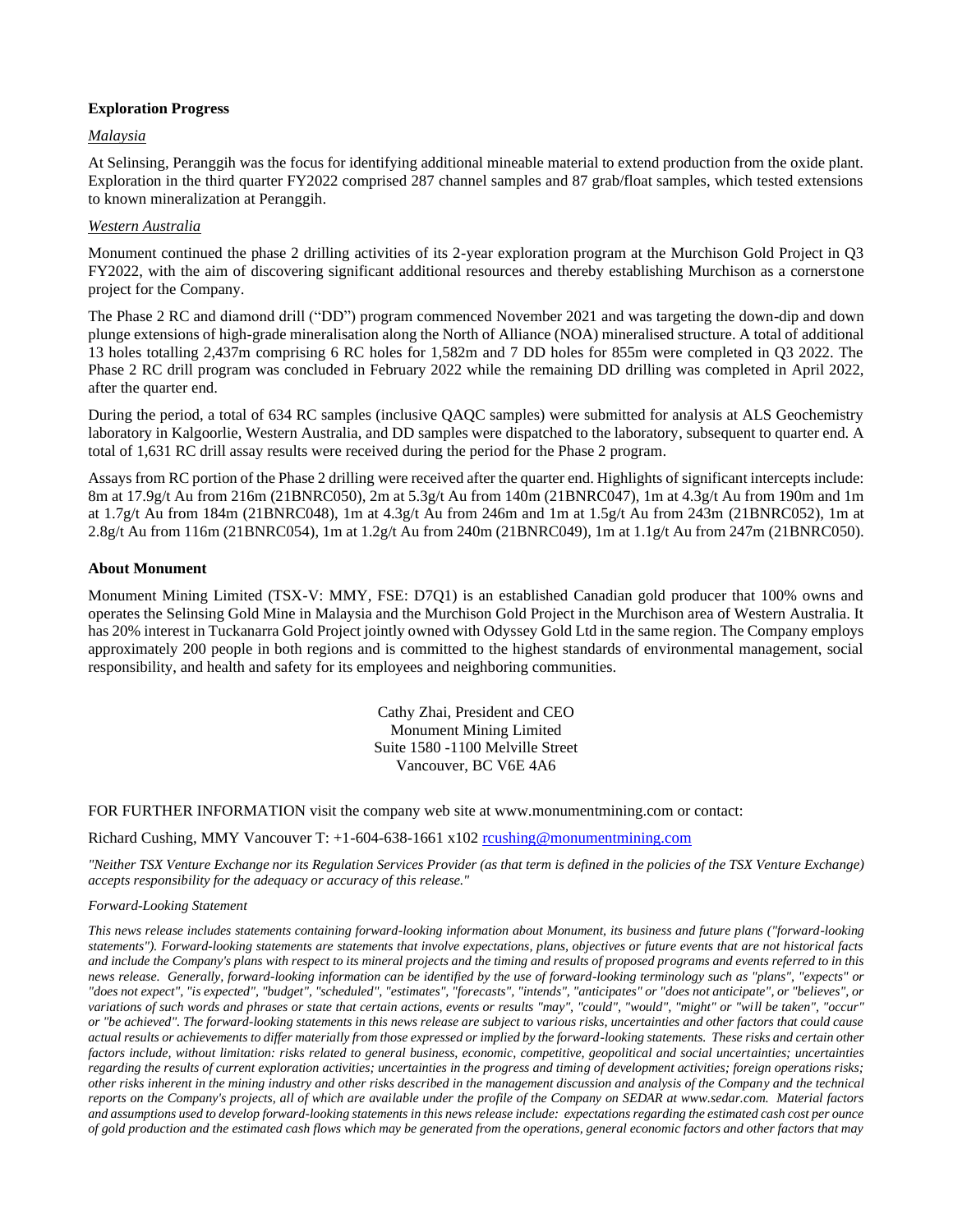**Exploration Progress**

*Malaysia*

At Selinsing, Peranggih was the focus for identifying additional mineable material to extend production from the oxide plant. Exploration in the third quarter FY2022 comprised 287 channel samples and 87 grab/float samples, which tested extensions to known mineralization at Peranggih.

*Western Australia*

Monument continued the phase 2 drilling activities of its 2-year exploration program at the Murchison Gold Project in Q3 FY2022, with the aim of discovering significant additional resources and thereby establishing Murchison as a cornerstone project for the Company.

The Phase 2 RC and diamond drill ("DD") program commenced November 2021 and was targeting the down-dip and down plunge extensions of high-grade mineralisation along the North of Alliance (NOA) mineralised structure. A total of additional 13 holes totalling 2,437m comprising 6 RC holes for 1,582m and 7 DD holes for 855m were completed in Q3 2022. The Phase 2 RC drill program was concluded in February 2022 while the remaining DD drilling was completed in April 2022, after the quarter end.

During the period, a total of 634 RC samples (inclusive QAQC samples) were submitted for analysis at ALS Geochemistry laboratory in Kalgoorlie, Western Australia, and DD samples were dispatched to the laboratory, subsequent to quarter end. A total of 1,631 RC drill assay results were received during the period for the Phase 2 program.

Assays from RC portion of the Phase 2 drilling were received after the quarter end. Highlights of significant intercepts include: 8m at 17.9g/t Au from 216m (21BNRC050), 2m at 5.3g/t Au from 140m (21BNRC047), 1m at 4.3g/t Au from 190m and 1m at 1.7g/t Au from 184m (21BNRC048), 1m at 4.3g/t Au from 246m and 1m at 1.5g/t Au from 243m (21BNRC052), 1m at 2.8g/t Au from 116m (21BNRC054), 1m at 1.2g/t Au from 240m (21BNRC049), 1m at 1.1g/t Au from 247m (21BNRC050).

**About Monument**

Monument Mining Limited (TSX-V: MMY, FSE: D7Q1) is an established Canadian gold producer that 100% owns and operates the Selinsing Gold Mine in Malaysia and the Murchison Gold Project in the Murchison area of Western Australia. It has 20% interest in Tuckanarra Gold Project jointly owned with Odyssey Gold Ltd in the same region. The Company employs approximately 200 people in both regions and is committed to the highest standards of environmental management, social responsibility, and health and safety for its employees and neighboring communities.

Cathy Zhai, President and CEO
Monument Mining Limited
Suite 1580 -1100 Melville Street
Vancouver, BC V6E 4A6

FOR FURTHER INFORMATION visit the company web site at www.monumentmining.com or contact:

Richard Cushing, MMY Vancouver T: +1-604-638-1661 x102 rcushing@monumentmining.com

*"Neither TSX Venture Exchange nor its Regulation Services Provider (as that term is defined in the policies of the TSX Venture Exchange) accepts responsibility for the adequacy or accuracy of this release."*

*Forward-Looking Statement*

*This news release includes statements containing forward-looking information about Monument, its business and future plans ("forward-looking statements"). Forward-looking statements are statements that involve expectations, plans, objectives or future events that are not historical facts and include the Company's plans with respect to its mineral projects and the timing and results of proposed programs and events referred to in this news release. Generally, forward-looking information can be identified by the use of forward-looking terminology such as "plans", "expects" or "does not expect", "is expected", "budget", "scheduled", "estimates", "forecasts", "intends", "anticipates" or "does not anticipate", or "believes", or variations of such words and phrases or state that certain actions, events or results "may", "could", "would", "might" or "will be taken", "occur" or "be achieved". The forward-looking statements in this news release are subject to various risks, uncertainties and other factors that could cause actual results or achievements to differ materially from those expressed or implied by the forward-looking statements. These risks and certain other factors include, without limitation: risks related to general business, economic, competitive, geopolitical and social uncertainties; uncertainties regarding the results of current exploration activities; uncertainties in the progress and timing of development activities; foreign operations risks; other risks inherent in the mining industry and other risks described in the management discussion and analysis of the Company and the technical reports on the Company's projects, all of which are available under the profile of the Company on SEDAR at www.sedar.com. Material factors and assumptions used to develop forward-looking statements in this news release include: expectations regarding the estimated cash cost per ounce of gold production and the estimated cash flows which may be generated from the operations, general economic factors and other factors that may*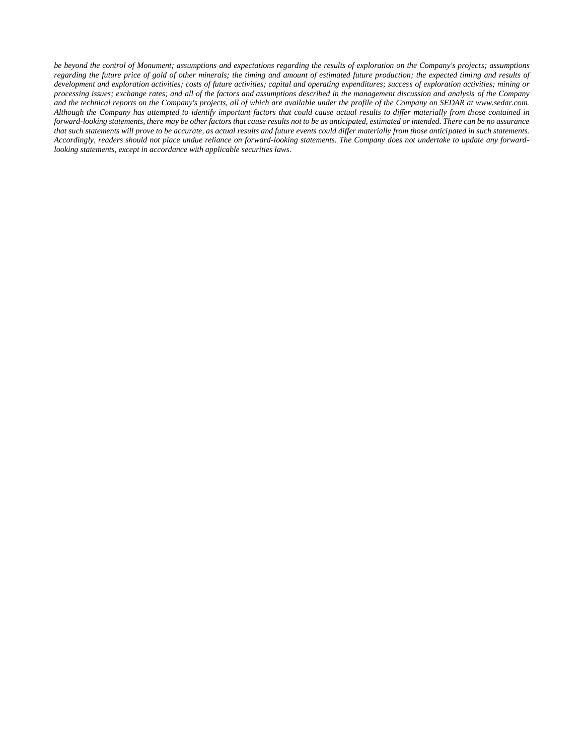*be beyond the control of Monument; assumptions and expectations regarding the results of exploration on the Company's projects; assumptions regarding the future price of gold of other minerals; the timing and amount of estimated future production; the expected timing and results of development and exploration activities; costs of future activities; capital and operating expenditures; success of exploration activities; mining or processing issues; exchange rates; and all of the factors and assumptions described in the management discussion and analysis of the Company and the technical reports on the Company's projects, all of which are available under the profile of the Company on SEDAR at www.sedar.com. Although the Company has attempted to identify important factors that could cause actual results to differ materially from those contained in forward-looking statements, there may be other factors that cause results not to be as anticipated, estimated or intended. There can be no assurance that such statements will prove to be accurate, as actual results and future events could differ materially from those anticipated in such statements. Accordingly, readers should not place undue reliance on forward-looking statements. The Company does not undertake to update any forward-looking statements, except in accordance with applicable securities laws.*